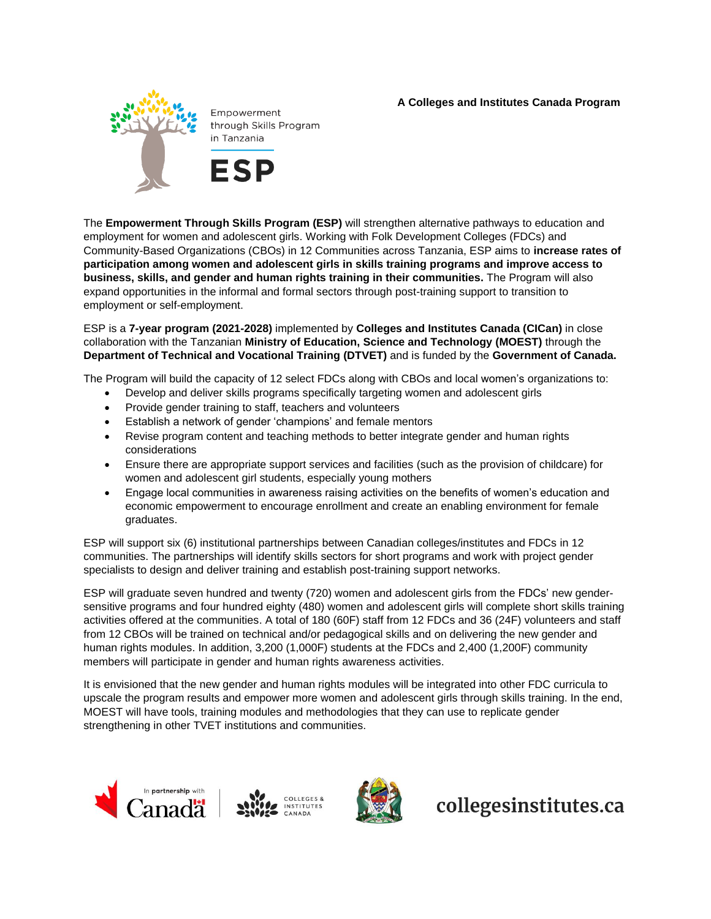**A Colleges and Institutes Canada Program**

Empowerment through Skills Program in Tanzania

# ESP

The **Empowerment Through Skills Program (ESP)** will strengthen alternative pathways to education and employment for women and adolescent girls. Working with Folk Development Colleges (FDCs) and Community-Based Organizations (CBOs) in 12 Communities across Tanzania, ESP aims to **increase rates of participation among women and adolescent girls in skills training programs and improve access to business, skills, and gender and human rights training in their communities.** The Program will also expand opportunities in the informal and formal sectors through post-training support to transition to employment or self-employment.

ESP is a **7-year program (2021-2028)** implemented by **Colleges and Institutes Canada (CICan)** in close collaboration with the Tanzanian **Ministry of Education, Science and Technology (MOEST)** through the **Department of Technical and Vocational Training (DTVET)** and is funded by the **Government of Canada.**

The Program will build the capacity of 12 select FDCs along with CBOs and local women's organizations to:

- Develop and deliver skills programs specifically targeting women and adolescent girls
- Provide gender training to staff, teachers and volunteers
- Establish a network of gender 'champions' and female mentors
- Revise program content and teaching methods to better integrate gender and human rights considerations
- Ensure there are appropriate support services and facilities (such as the provision of childcare) for women and adolescent girl students, especially young mothers
- Engage local communities in awareness raising activities on the benefits of women's education and economic empowerment to encourage enrollment and create an enabling environment for female graduates.

ESP will support six (6) institutional partnerships between Canadian colleges/institutes and FDCs in 12 communities. The partnerships will identify skills sectors for short programs and work with project gender specialists to design and deliver training and establish post-training support networks.

ESP will graduate seven hundred and twenty (720) women and adolescent girls from the FDCs' new gender-sensitive programs and four hundred eighty (480) women and adolescent girls will complete short skills training activities offered at the communities. A total of 180 (60F) staff from 12 FDCs and 36 (24F) volunteers and staff from 12 CBOs will be trained on technical and/or pedagogical skills and on delivering the new gender and human rights modules. In addition, 3,200 (1,000F) students at the FDCs and 2,400 (1,200F) community members will participate in gender and human rights awareness activities.

It is envisioned that the new gender and human rights modules will be integrated into other FDC curricula to upscale the program results and empower more women and adolescent girls through skills training. In the end, MOEST will have tools, training modules and methodologies that they can use to replicate gender strengthening in other TVET institutions and communities.

In partnership with Canada | Colleges & Institutes Canada

collegesinstitutes.ca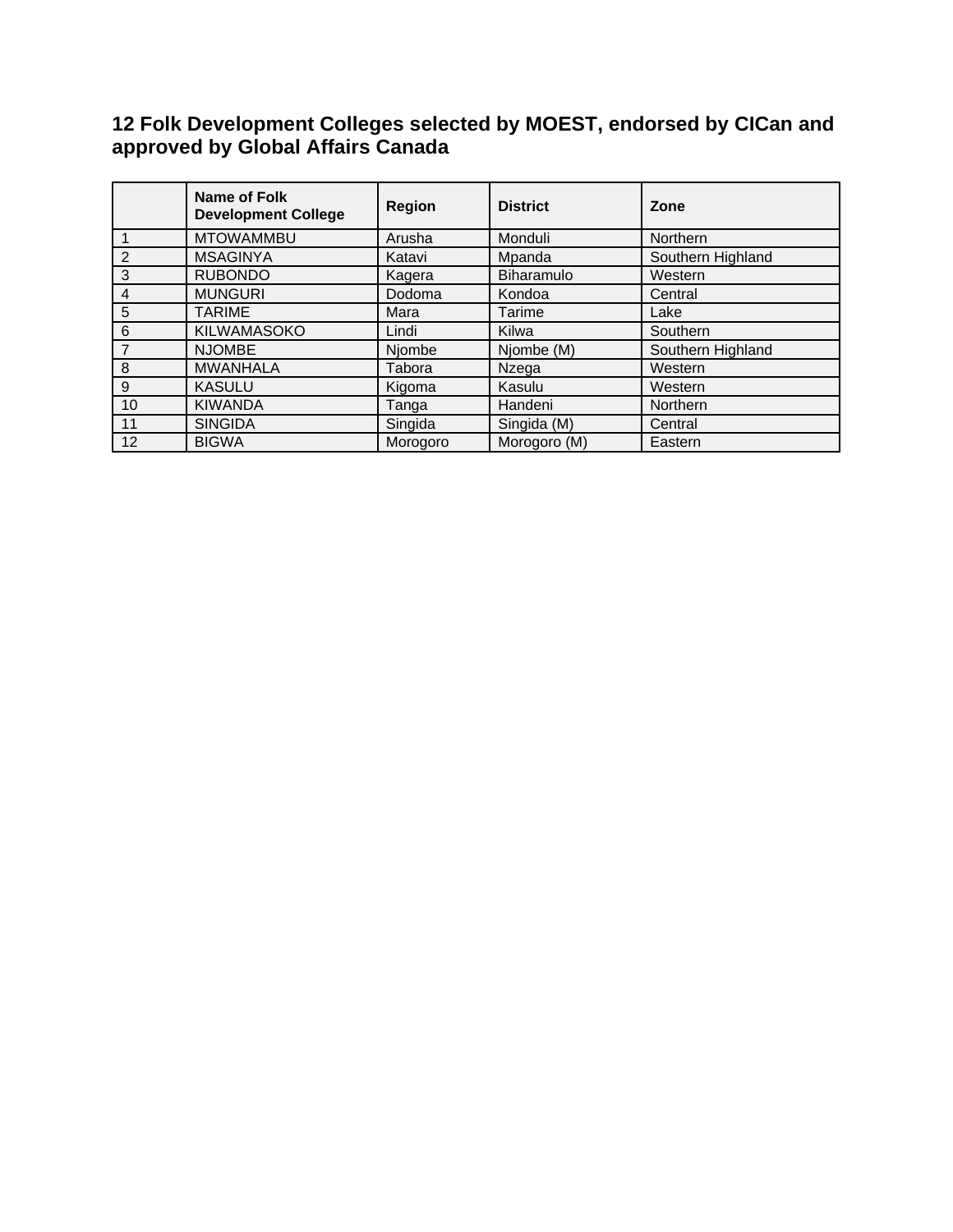**12 Folk Development Colleges selected by MOEST, endorsed by CICan and approved by Global Affairs Canada**

| | Name of Folk Development College | Region | District | Zone |
|---|---|---|---|---|
| 1 | MTOWAMMBU | Arusha | Monduli | Northern |
| 2 | MSAGINYA | Katavi | Mpanda | Southern Highland |
| 3 | RUBONDO | Kagera | Biharamulo | Western |
| 4 | MUNGURI | Dodoma | Kondoa | Central |
| 5 | TARIME | Mara | Tarime | Lake |
| 6 | KILWAMASOKO | Lindi | Kilwa | Southern |
| 7 | NJOMBE | Njombe | Njombe (M) | Southern Highland |
| 8 | MWANHALA | Tabora | Nzega | Western |
| 9 | KASULU | Kigoma | Kasulu | Western |
| 10 | KIWANDA | Tanga | Handeni | Northern |
| 11 | SINGIDA | Singida | Singida (M) | Central |
| 12 | BIGWA | Morogoro | Morogoro (M) | Eastern |